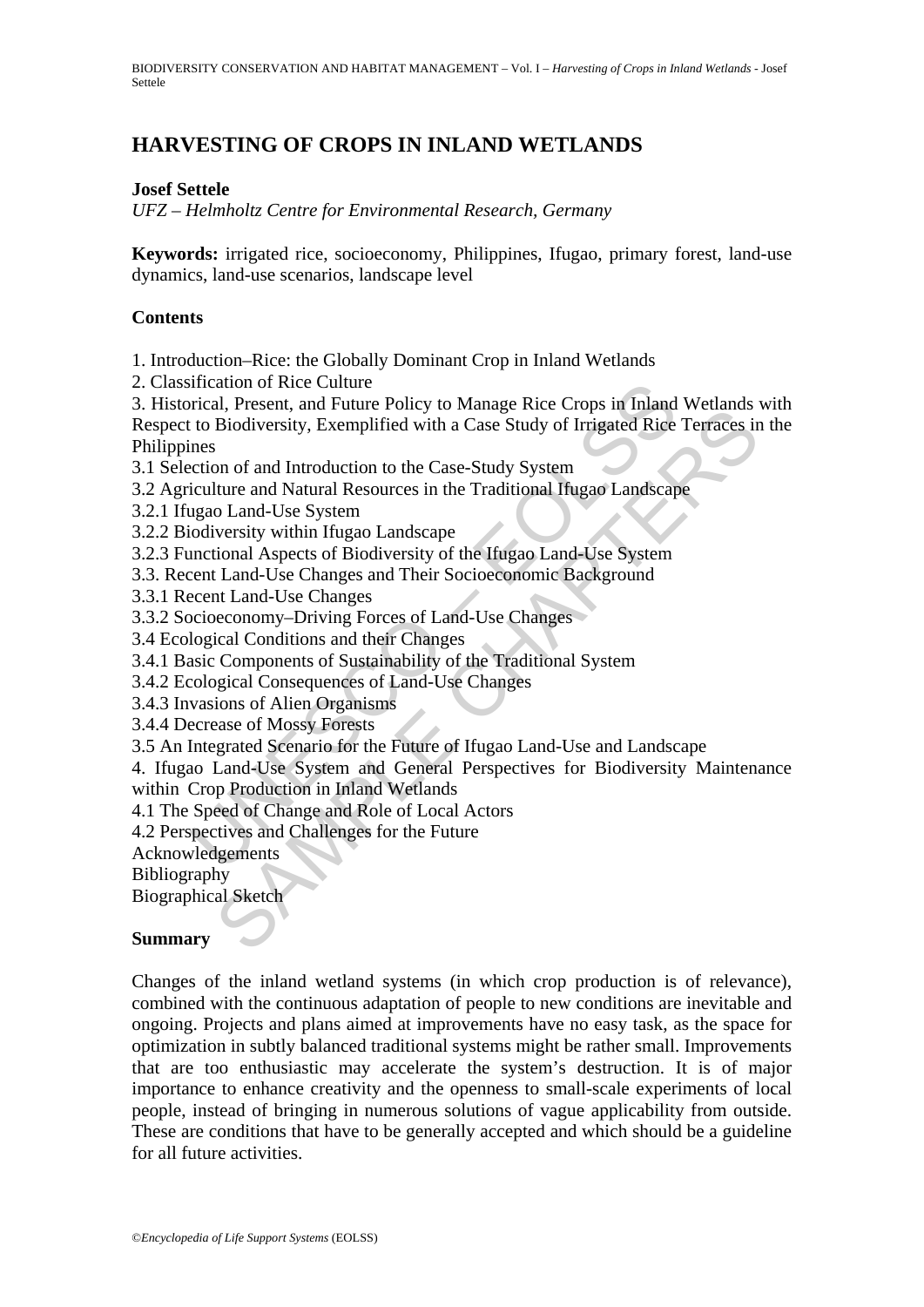# HARVESTING OF CROPS IN INLAND WETLANDS

**Josef Settele**

*UFZ – Helmholtz Centre for Environmental Research, Germany*

**Keywords:** irrigated rice, socioeconomy, Philippines, Ifugao, primary forest, land-use dynamics, land-use scenarios, landscape level

## Contents

1. Introduction–Rice: the Globally Dominant Crop in Inland Wetlands
2. Classification of Rice Culture
3. Historical, Present, and Future Policy to Manage Rice Crops in Inland Wetlands with Respect to Biodiversity, Exemplified with a Case Study of Irrigated Rice Terraces in the Philippines
3.1 Selection of and Introduction to the Case-Study System
3.2 Agriculture and Natural Resources in the Traditional Ifugao Landscape
3.2.1 Ifugao Land-Use System
3.2.2 Biodiversity within Ifugao Landscape
3.2.3 Functional Aspects of Biodiversity of the Ifugao Land-Use System
3.3. Recent Land-Use Changes and Their Socioeconomic Background
3.3.1 Recent Land-Use Changes
3.3.2 Socioeconomy–Driving Forces of Land-Use Changes
3.4 Ecological Conditions and their Changes
3.4.1 Basic Components of Sustainability of the Traditional System
3.4.2 Ecological Consequences of Land-Use Changes
3.4.3 Invasions of Alien Organisms
3.4.4 Decrease of Mossy Forests
3.5 An Integrated Scenario for the Future of Ifugao Land-Use and Landscape
4. Ifugao Land-Use System and General Perspectives for Biodiversity Maintenance within Crop Production in Inland Wetlands
4.1 The Speed of Change and Role of Local Actors
4.2 Perspectives and Challenges for the Future

Acknowledgements
Bibliography
Biographical Sketch

## Summary

Changes of the inland wetland systems (in which crop production is of relevance), combined with the continuous adaptation of people to new conditions are inevitable and ongoing. Projects and plans aimed at improvements have no easy task, as the space for optimization in subtly balanced traditional systems might be rather small. Improvements that are too enthusiastic may accelerate the system's destruction. It is of major importance to enhance creativity and the openness to small-scale experiments of local people, instead of bringing in numerous solutions of vague applicability from outside. These are conditions that have to be generally accepted and which should be a guideline for all future activities.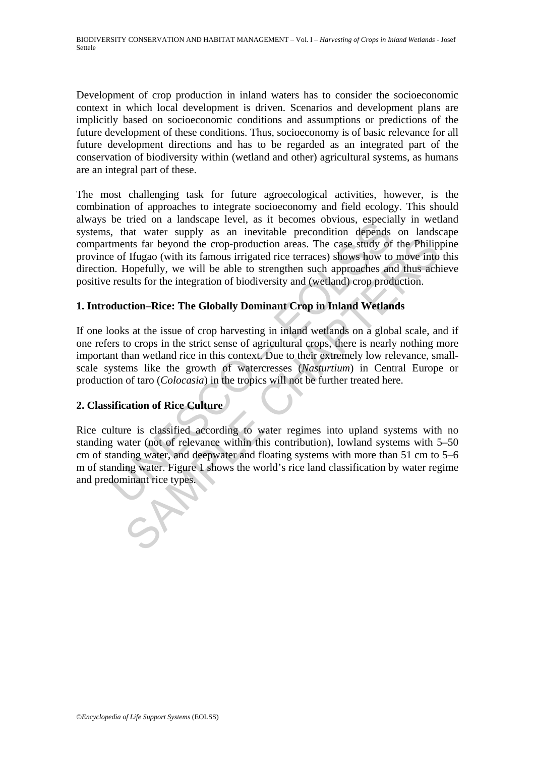Development of crop production in inland waters has to consider the socioeconomic context in which local development is driven. Scenarios and development plans are implicitly based on socioeconomic conditions and assumptions or predictions of the future development of these conditions. Thus, socioeconomy is of basic relevance for all future development directions and has to be regarded as an integrated part of the conservation of biodiversity within (wetland and other) agricultural systems, as humans are an integral part of these.

The most challenging task for future agroecological activities, however, is the combination of approaches to integrate socioeconomy and field ecology. This should always be tried on a landscape level, as it becomes obvious, especially in wetland systems, that water supply as an inevitable precondition depends on landscape compartments far beyond the crop-production areas. The case study of the Philippine province of Ifugao (with its famous irrigated rice terraces) shows how to move into this direction. Hopefully, we will be able to strengthen such approaches and thus achieve positive results for the integration of biodiversity and (wetland) crop production.

## 1. Introduction–Rice: The Globally Dominant Crop in Inland Wetlands

If one looks at the issue of crop harvesting in inland wetlands on a global scale, and if one refers to crops in the strict sense of agricultural crops, there is nearly nothing more important than wetland rice in this context. Due to their extremely low relevance, small-scale systems like the growth of watercresses (*Nasturtium*) in Central Europe or production of taro (*Colocasia*) in the tropics will not be further treated here.

## 2. Classification of Rice Culture

Rice culture is classified according to water regimes into upland systems with no standing water (not of relevance within this contribution), lowland systems with 5–50 cm of standing water, and deepwater and floating systems with more than 51 cm to 5–6 m of standing water. Figure 1 shows the world's rice land classification by water regime and predominant rice types.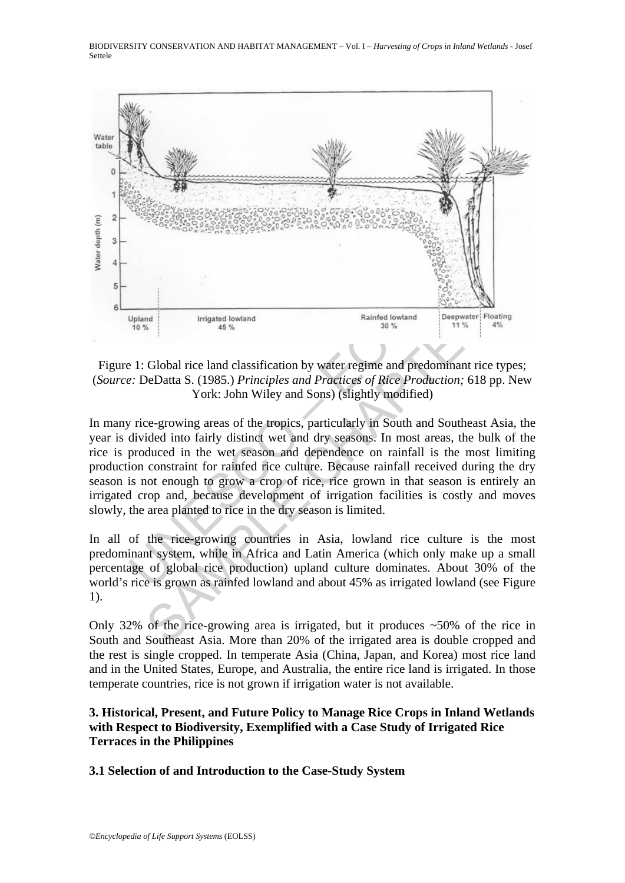Figure 1: Global rice land classification by water regime and predominant rice types; (*Source:* DeDatta S. (1985.) *Principles and Practices of Rice Production;* 618 pp. New York: John Wiley and Sons) (slightly modified)

In many rice-growing areas of the tropics, particularly in South and Southeast Asia, the year is divided into fairly distinct wet and dry seasons. In most areas, the bulk of the rice is produced in the wet season and dependence on rainfall is the most limiting production constraint for rainfed rice culture. Because rainfall received during the dry season is not enough to grow a crop of rice, rice grown in that season is entirely an irrigated crop and, because development of irrigation facilities is costly and moves slowly, the area planted to rice in the dry season is limited.

In all of the rice-growing countries in Asia, lowland rice culture is the most predominant system, while in Africa and Latin America (which only make up a small percentage of global rice production) upland culture dominates. About 30% of the world's rice is grown as rainfed lowland and about 45% as irrigated lowland (see Figure 1).

Only 32% of the rice-growing area is irrigated, but it produces ~50% of the rice in South and Southeast Asia. More than 20% of the irrigated area is double cropped and the rest is single cropped. In temperate Asia (China, Japan, and Korea) most rice land and in the United States, Europe, and Australia, the entire rice land is irrigated. In those temperate countries, rice is not grown if irrigation water is not available.

## 3. Historical, Present, and Future Policy to Manage Rice Crops in Inland Wetlands with Respect to Biodiversity, Exemplified with a Case Study of Irrigated Rice Terraces in the Philippines

### 3.1 Selection of and Introduction to the Case-Study System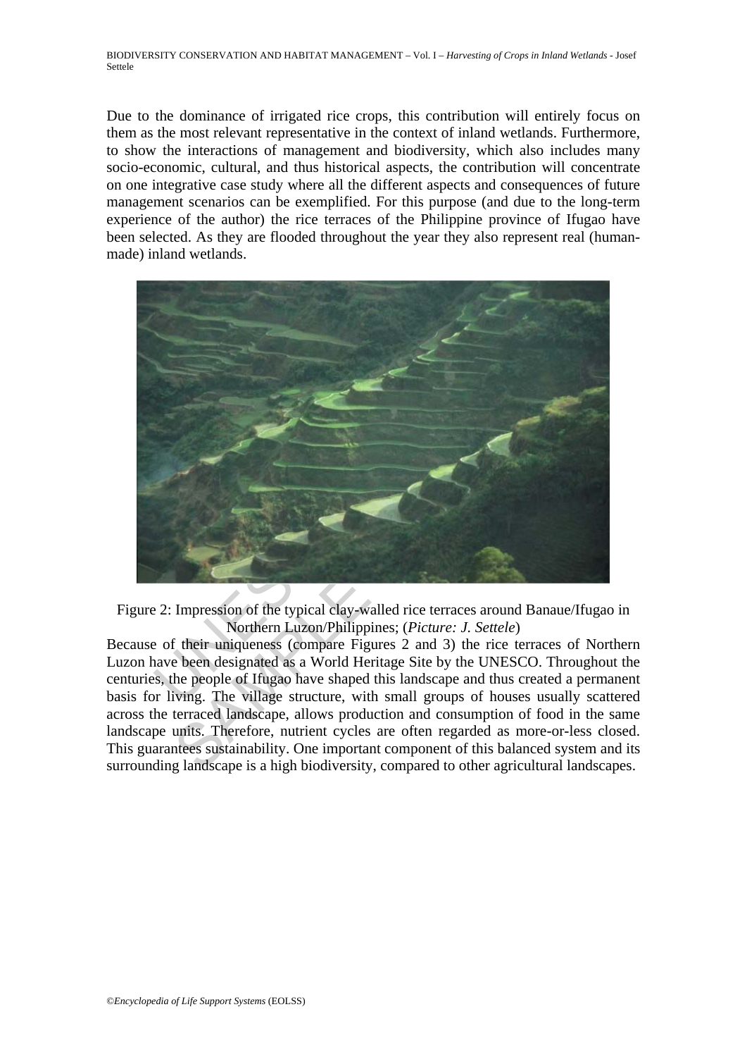Due to the dominance of irrigated rice crops, this contribution will entirely focus on them as the most relevant representative in the context of inland wetlands. Furthermore, to show the interactions of management and biodiversity, which also includes many socio-economic, cultural, and thus historical aspects, the contribution will concentrate on one integrative case study where all the different aspects and consequences of future management scenarios can be exemplified. For this purpose (and due to the long-term experience of the author) the rice terraces of the Philippine province of Ifugao have been selected. As they are flooded throughout the year they also represent real (human-made) inland wetlands.

Figure 2: Impression of the typical clay-walled rice terraces around Banaue/Ifugao in Northern Luzon/Philippines; (*Picture: J. Settele*)

Because of their uniqueness (compare Figures 2 and 3) the rice terraces of Northern Luzon have been designated as a World Heritage Site by the UNESCO. Throughout the centuries, the people of Ifugao have shaped this landscape and thus created a permanent basis for living. The village structure, with small groups of houses usually scattered across the terraced landscape, allows production and consumption of food in the same landscape units. Therefore, nutrient cycles are often regarded as more-or-less closed. This guarantees sustainability. One important component of this balanced system and its surrounding landscape is a high biodiversity, compared to other agricultural landscapes.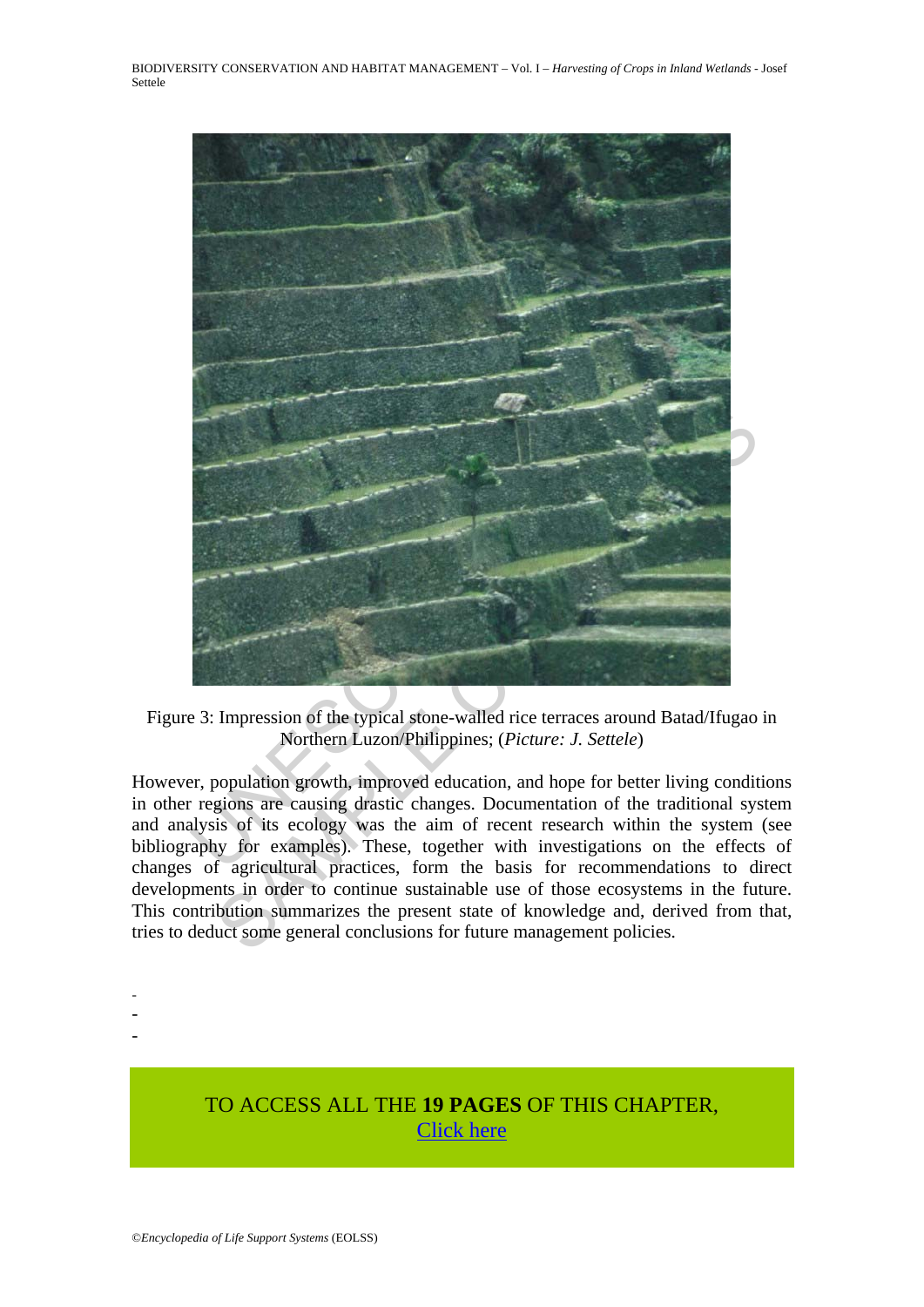Figure 3: Impression of the typical stone-walled rice terraces around Batad/Ifugao in Northern Luzon/Philippines; (*Picture: J. Settele*)

However, population growth, improved education, and hope for better living conditions in other regions are causing drastic changes. Documentation of the traditional system and analysis of its ecology was the aim of recent research within the system (see bibliography for examples). These, together with investigations on the effects of changes of agricultural practices, form the basis for recommendations to direct developments in order to continue sustainable use of those ecosystems in the future. This contribution summarizes the present state of knowledge and, derived from that, tries to deduct some general conclusions for future management policies.

-
-
-

TO ACCESS ALL THE **19 PAGES** OF THIS CHAPTER,
Click here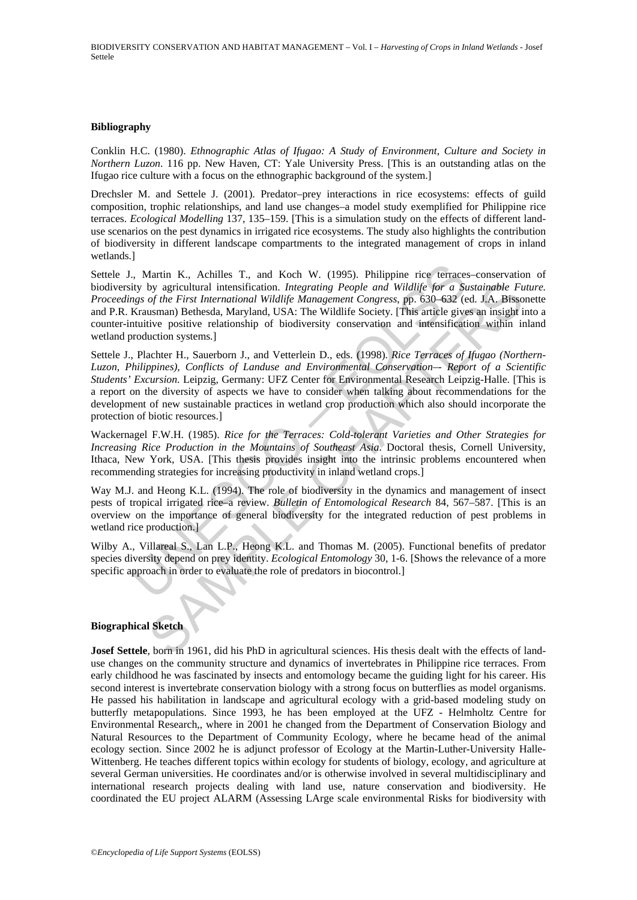### Bibliography

Conklin H.C. (1980). *Ethnographic Atlas of Ifugao: A Study of Environment, Culture and Society in Northern Luzon*. 116 pp. New Haven, CT: Yale University Press. [This is an outstanding atlas on the Ifugao rice culture with a focus on the ethnographic background of the system.]

Drechsler M. and Settele J. (2001). Predator–prey interactions in rice ecosystems: effects of guild composition, trophic relationships, and land use changes–a model study exemplified for Philippine rice terraces. *Ecological Modelling* 137, 135–159. [This is a simulation study on the effects of different land-use scenarios on the pest dynamics in irrigated rice ecosystems. The study also highlights the contribution of biodiversity in different landscape compartments to the integrated management of crops in inland wetlands.]

Settele J., Martin K., Achilles T., and Koch W. (1995). Philippine rice terraces–conservation of biodiversity by agricultural intensification. *Integrating People and Wildlife for a Sustainable Future. Proceedings of the First International Wildlife Management Congress*, pp. 630–632 (ed. J.A. Bissonette and P.R. Krausman) Bethesda, Maryland, USA: The Wildlife Society. [This article gives an insight into a counter-intuitive positive relationship of biodiversity conservation and intensification within inland wetland production systems.]

Settele J., Plachter H., Sauerborn J., and Vetterlein D., eds. (1998). *Rice Terraces of Ifugao (Northern-Luzon, Philippines), Conflicts of Landuse and Environmental Conservation–- Report of a Scientific Students' Excursion*. Leipzig, Germany: UFZ Center for Environmental Research Leipzig-Halle. [This is a report on the diversity of aspects we have to consider when talking about recommendations for the development of new sustainable practices in wetland crop production which also should incorporate the protection of biotic resources.]

Wackernagel F.W.H. (1985). *Rice for the Terraces: Cold-tolerant Varieties and Other Strategies for Increasing Rice Production in the Mountains of Southeast Asia*. Doctoral thesis, Cornell University, Ithaca, New York, USA. [This thesis provides insight into the intrinsic problems encountered when recommending strategies for increasing productivity in inland wetland crops.]

Way M.J. and Heong K.L. (1994). The role of biodiversity in the dynamics and management of insect pests of tropical irrigated rice–a review. *Bulletin of Entomological Research* 84, 567–587. [This is an overview on the importance of general biodiversity for the integrated reduction of pest problems in wetland rice production.]

Wilby A., Villareal S., Lan L.P., Heong K.L. and Thomas M. (2005). Functional benefits of predator species diversity depend on prey identity. *Ecological Entomology* 30, 1-6. [Shows the relevance of a more specific approach in order to evaluate the role of predators in biocontrol.]

### Biographical Sketch

**Josef Settele**, born in 1961, did his PhD in agricultural sciences. His thesis dealt with the effects of land-use changes on the community structure and dynamics of invertebrates in Philippine rice terraces. From early childhood he was fascinated by insects and entomology became the guiding light for his career. His second interest is invertebrate conservation biology with a strong focus on butterflies as model organisms. He passed his habilitation in landscape and agricultural ecology with a grid-based modeling study on butterfly metapopulations. Since 1993, he has been employed at the UFZ - Helmholtz Centre for Environmental Research,, where in 2001 he changed from the Department of Conservation Biology and Natural Resources to the Department of Community Ecology, where he became head of the animal ecology section. Since 2002 he is adjunct professor of Ecology at the Martin-Luther-University Halle-Wittenberg. He teaches different topics within ecology for students of biology, ecology, and agriculture at several German universities. He coordinates and/or is otherwise involved in several multidisciplinary and international research projects dealing with land use, nature conservation and biodiversity. He coordinated the EU project ALARM (Assessing LArge scale environmental Risks for biodiversity with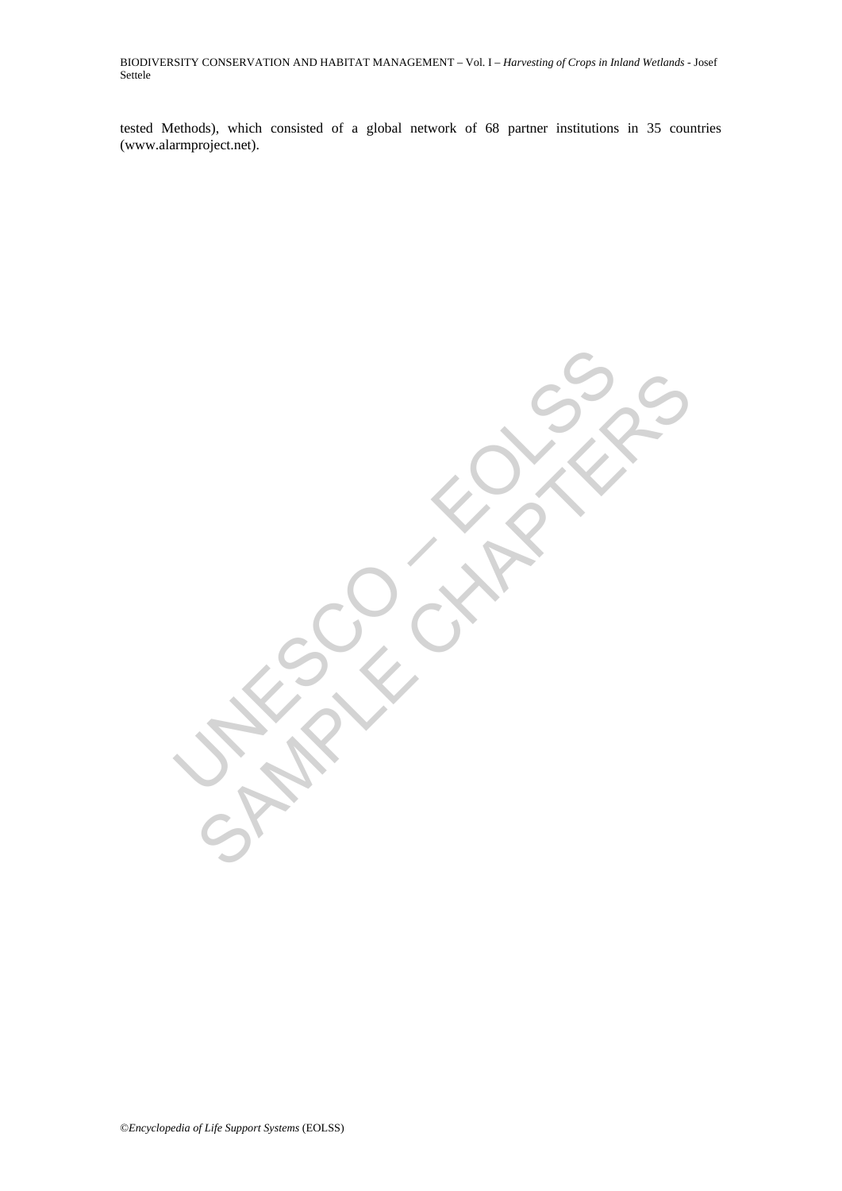tested Methods), which consisted of a global network of 68 partner institutions in 35 countries (www.alarmproject.net).